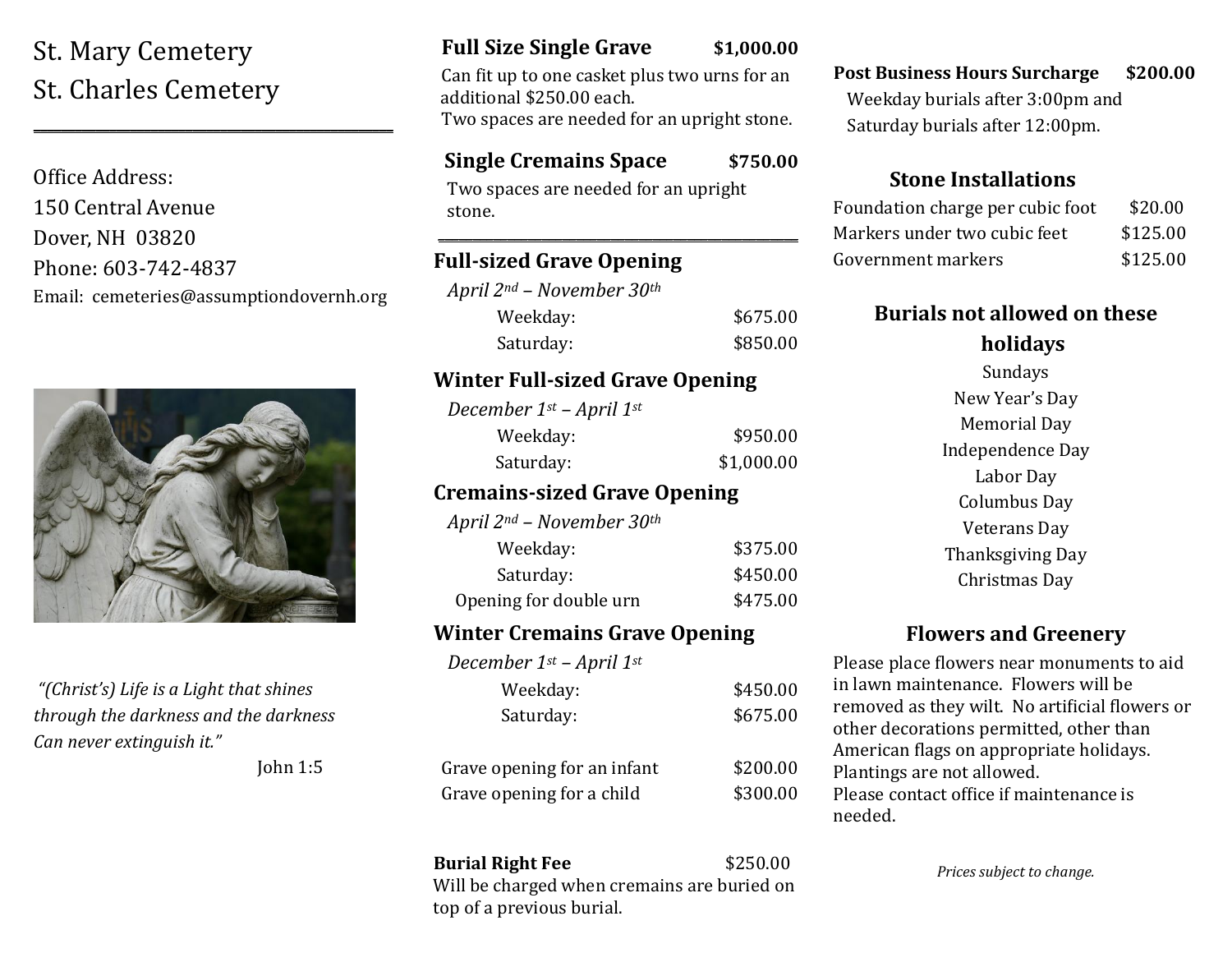# St. Mary Cemetery
# St. Charles Cemetery

Office Address:
150 Central Avenue
Dover, NH 03820
Phone: 603-742-4837
Email: cemeteries@assumptiondovernh.org

*"(Christ's) Life is a Light that shines through the darkness and the darkness Can never extinguish it."*

John 1:5

**Full Size Single Grave** **$1,000.00**

Can fit up to one casket plus two urns for an additional $250.00 each.
Two spaces are needed for an upright stone.

**Single Cremains Space** **$750.00**

Two spaces are needed for an upright stone.

## Full-sized Grave Opening

*April 2nd – November 30th*

| | |
|---|---|
| Weekday: | $675.00 |
| Saturday: | $850.00 |

## Winter Full-sized Grave Opening

*December 1st – April 1st*

| | |
|---|---|
| Weekday: | $950.00 |
| Saturday: | $1,000.00 |

## Cremains-sized Grave Opening

*April 2nd – November 30th*

| | |
|---|---|
| Weekday: | $375.00 |
| Saturday: | $450.00 |
| Opening for double urn | $475.00 |

## Winter Cremains Grave Opening

*December 1st – April 1st*

| | |
|---|---|
| Weekday: | $450.00 |
| Saturday: | $675.00 |

| | |
|---|---|
| Grave opening for an infant | $200.00 |
| Grave opening for a child | $300.00 |

**Burial Right Fee** $250.00
Will be charged when cremains are buried on top of a previous burial.

**Post Business Hours Surcharge** **$200.00**
Weekday burials after 3:00pm and Saturday burials after 12:00pm.

## Stone Installations

| | |
|---|---|
| Foundation charge per cubic foot | $20.00 |
| Markers under two cubic feet | $125.00 |
| Government markers | $125.00 |

## Burials not allowed on these holidays

Sundays
New Year's Day
Memorial Day
Independence Day
Labor Day
Columbus Day
Veterans Day
Thanksgiving Day
Christmas Day

## Flowers and Greenery

Please place flowers near monuments to aid in lawn maintenance. Flowers will be removed as they wilt. No artificial flowers or other decorations permitted, other than American flags on appropriate holidays. Plantings are not allowed.
Please contact office if maintenance is needed.

*Prices subject to change.*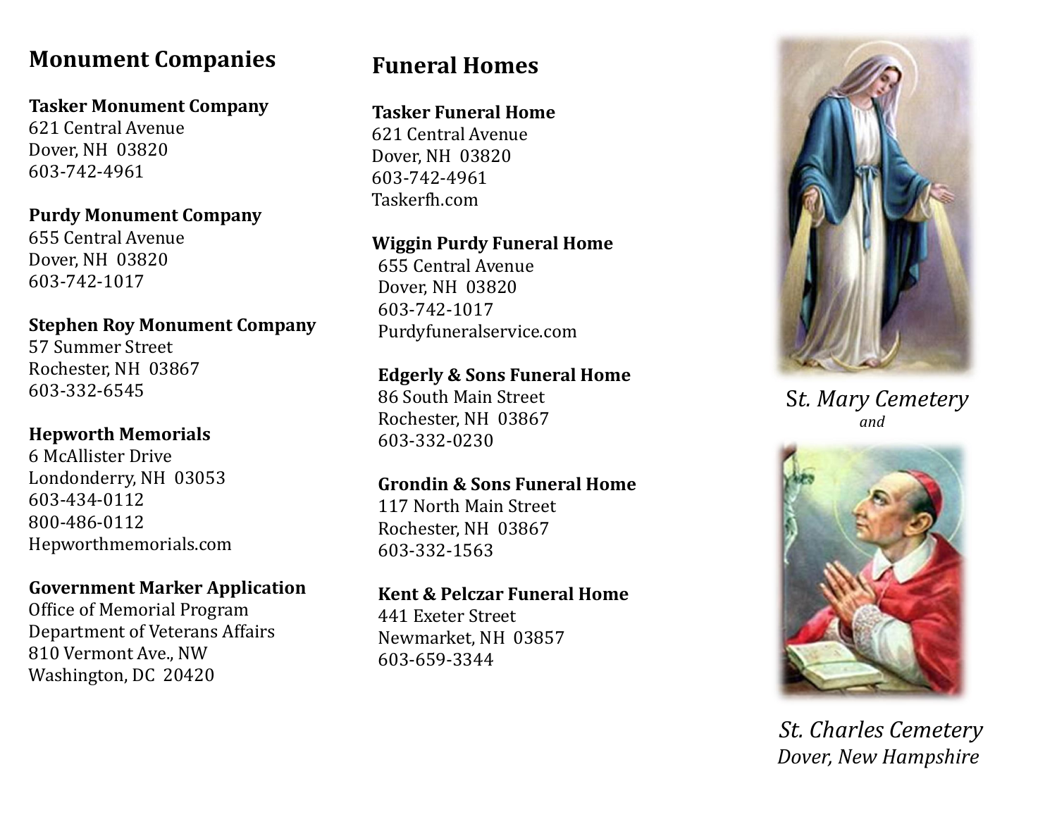## Monument Companies

**Tasker Monument Company**
621 Central Avenue
Dover, NH 03820
603-742-4961

**Purdy Monument Company**
655 Central Avenue
Dover, NH 03820
603-742-1017

**Stephen Roy Monument Company**
57 Summer Street
Rochester, NH 03867
603-332-6545

**Hepworth Memorials**
6 McAllister Drive
Londonderry, NH 03053
603-434-0112
800-486-0112
Hepworthmemorials.com

**Government Marker Application**
Office of Memorial Program
Department of Veterans Affairs
810 Vermont Ave., NW
Washington, DC 20420

## Funeral Homes

**Tasker Funeral Home**
621 Central Avenue
Dover, NH 03820
603-742-4961
Taskerfh.com

**Wiggin Purdy Funeral Home**
655 Central Avenue
Dover, NH 03820
603-742-1017
Purdyfuneralservice.com

**Edgerly & Sons Funeral Home**
86 South Main Street
Rochester, NH 03867
603-332-0230

**Grondin & Sons Funeral Home**
117 North Main Street
Rochester, NH 03867
603-332-1563

**Kent & Pelczar Funeral Home**
441 Exeter Street
Newmarket, NH 03857
603-659-3344

*St. Mary Cemetery*
*and*

*St. Charles Cemetery*
*Dover, New Hampshire*